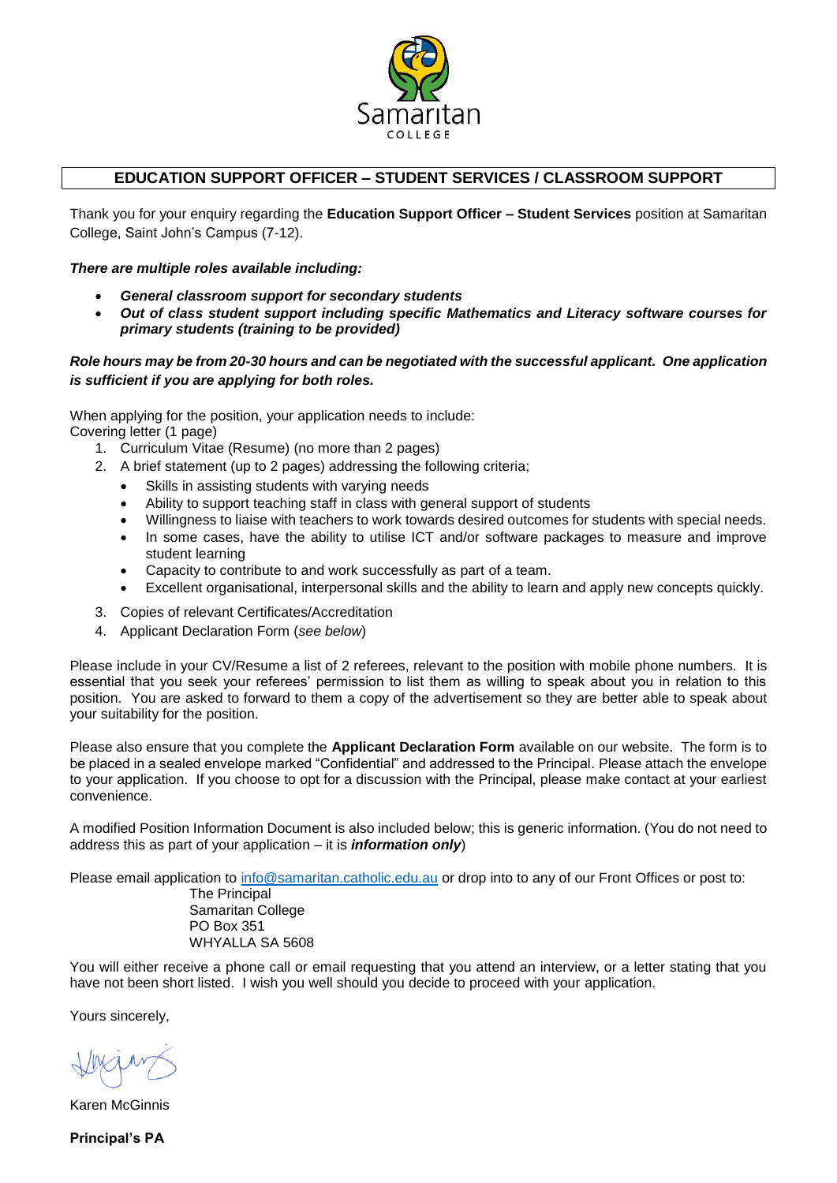Samaritan

COLLEGE

# EDUCATION SUPPORT OFFICER – STUDENT SERVICES / CLASSROOM SUPPORT

Thank you for your enquiry regarding the **Education Support Officer – Student Services** position at Samaritan College, Saint John's Campus (7-12).

***There are multiple roles available including:***

- ***General classroom support for secondary students***
- ***Out of class student support including specific Mathematics and Literacy software courses for primary students (training to be provided)***

***Role hours may be from 20-30 hours and can be negotiated with the successful applicant. One application is sufficient if you are applying for both roles.***

When applying for the position, your application needs to include:
Covering letter (1 page)

1. Curriculum Vitae (Resume) (no more than 2 pages)
2. A brief statement (up to 2 pages) addressing the following criteria;
   - Skills in assisting students with varying needs
   - Ability to support teaching staff in class with general support of students
   - Willingness to liaise with teachers to work towards desired outcomes for students with special needs.
   - In some cases, have the ability to utilise ICT and/or software packages to measure and improve student learning
   - Capacity to contribute to and work successfully as part of a team.
   - Excellent organisational, interpersonal skills and the ability to learn and apply new concepts quickly.
3. Copies of relevant Certificates/Accreditation
4. Applicant Declaration Form (*see below*)

Please include in your CV/Resume a list of 2 referees, relevant to the position with mobile phone numbers. It is essential that you seek your referees' permission to list them as willing to speak about you in relation to this position. You are asked to forward to them a copy of the advertisement so they are better able to speak about your suitability for the position.

Please also ensure that you complete the **Applicant Declaration Form** available on our website. The form is to be placed in a sealed envelope marked "Confidential" and addressed to the Principal. Please attach the envelope to your application. If you choose to opt for a discussion with the Principal, please make contact at your earliest convenience.

A modified Position Information Document is also included below; this is generic information. (You do not need to address this as part of your application – it is ***information only***)

Please email application to info@samaritan.catholic.edu.au or drop into to any of our Front Offices or post to:

The Principal
Samaritan College
PO Box 351
WHYALLA SA 5608

You will either receive a phone call or email requesting that you attend an interview, or a letter stating that you have not been short listed. I wish you well should you decide to proceed with your application.

Yours sincerely,

Karen McGinnis

**Principal's PA**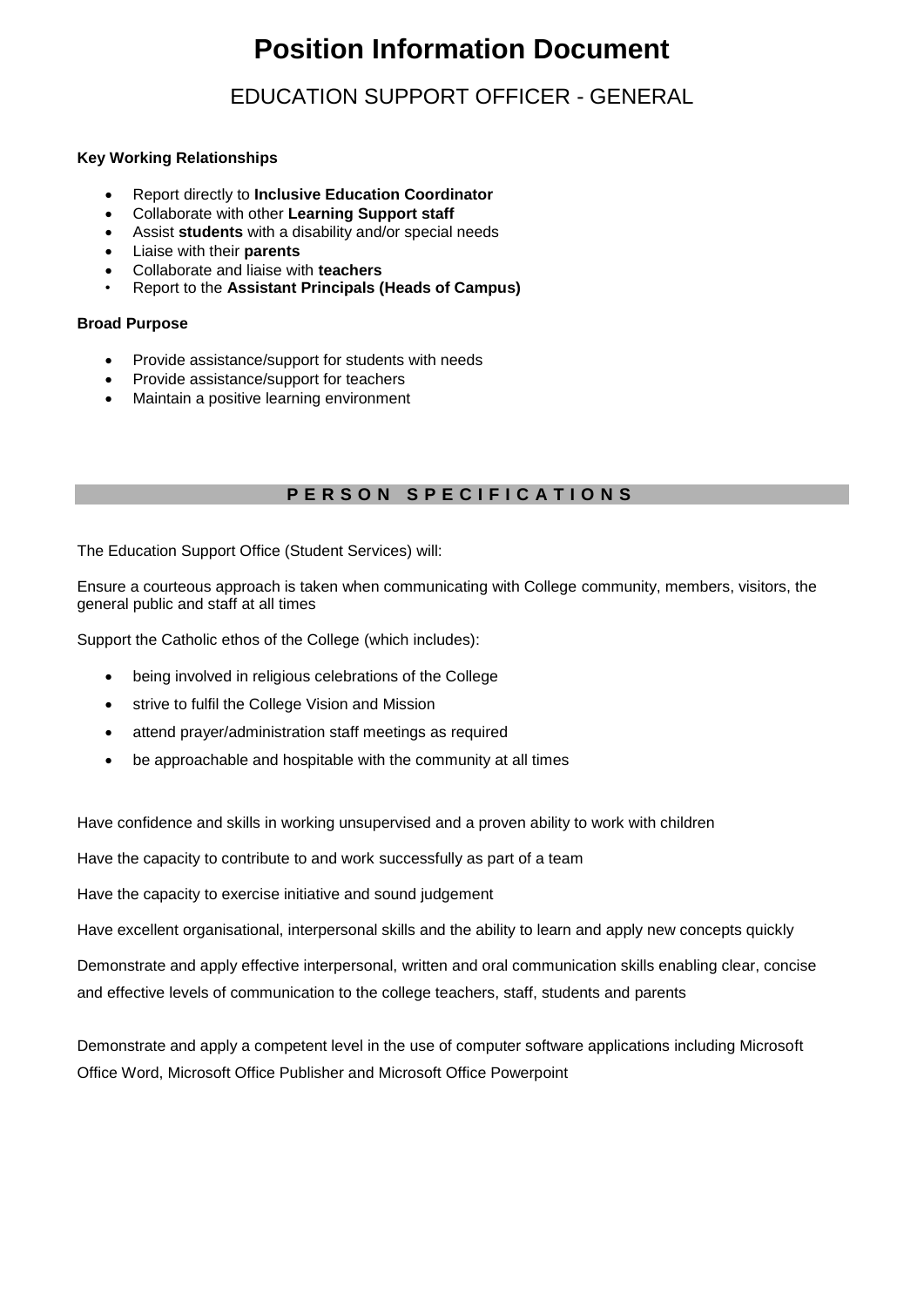# Position Information Document

## EDUCATION SUPPORT OFFICER - GENERAL

**Key Working Relationships**

- Report directly to **Inclusive Education Coordinator**
- Collaborate with other **Learning Support staff**
- Assist **students** with a disability and/or special needs
- Liaise with their **parents**
- Collaborate and liaise with **teachers**
- Report to the **Assistant Principals (Heads of Campus)**

**Broad Purpose**

- Provide assistance/support for students with needs
- Provide assistance/support for teachers
- Maintain a positive learning environment

### P E R S O N   S P E C I F I C A T I O N S

The Education Support Office (Student Services) will:

Ensure a courteous approach is taken when communicating with College community, members, visitors, the general public and staff at all times

Support the Catholic ethos of the College (which includes):

- being involved in religious celebrations of the College
- strive to fulfil the College Vision and Mission
- attend prayer/administration staff meetings as required
- be approachable and hospitable with the community at all times

Have confidence and skills in working unsupervised and a proven ability to work with children

Have the capacity to contribute to and work successfully as part of a team

Have the capacity to exercise initiative and sound judgement

Have excellent organisational, interpersonal skills and the ability to learn and apply new concepts quickly

Demonstrate and apply effective interpersonal, written and oral communication skills enabling clear, concise and effective levels of communication to the college teachers, staff, students and parents

Demonstrate and apply a competent level in the use of computer software applications including Microsoft Office Word, Microsoft Office Publisher and Microsoft Office Powerpoint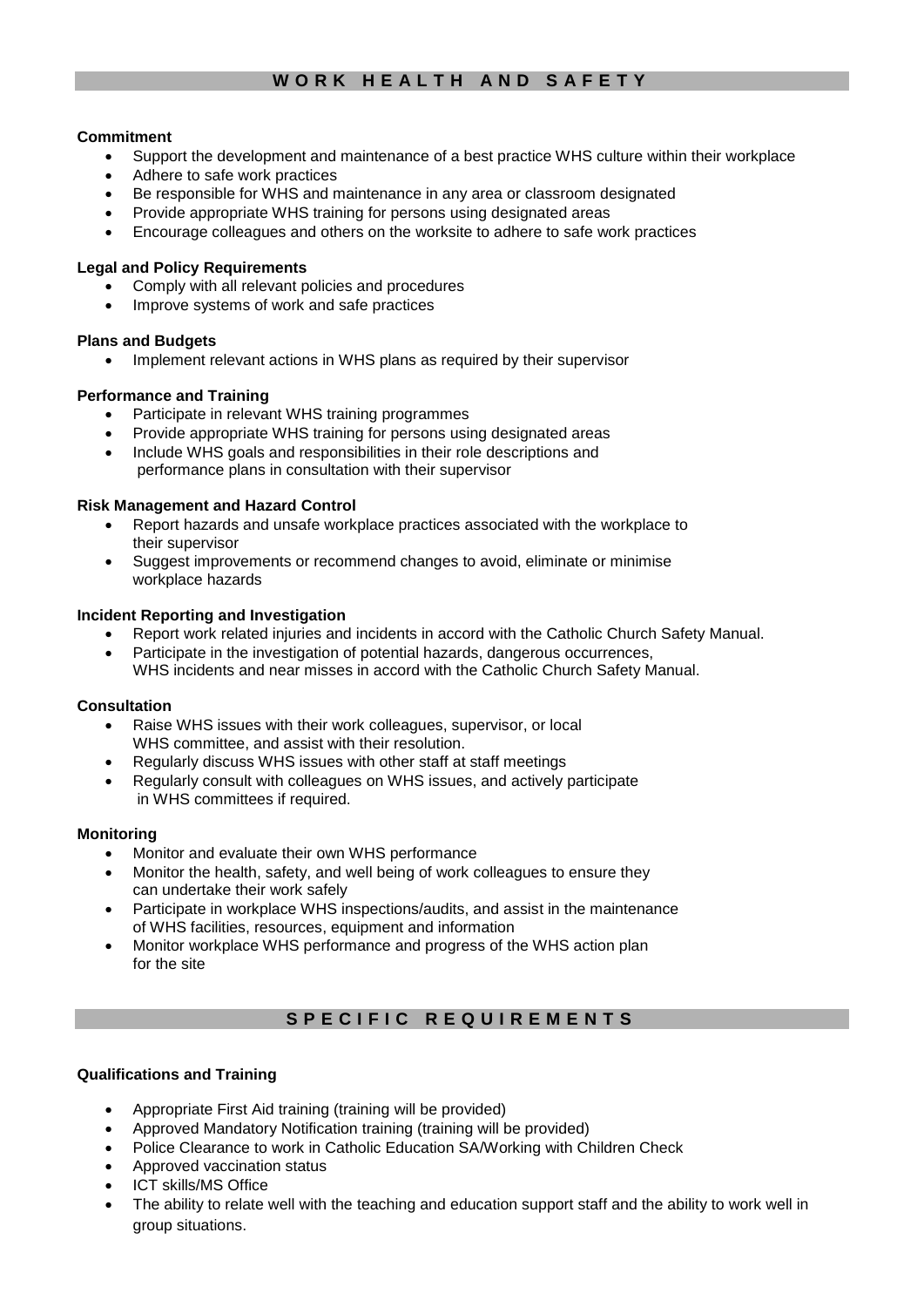## WORK HEALTH AND SAFETY

**Commitment**

- Support the development and maintenance of a best practice WHS culture within their workplace
- Adhere to safe work practices
- Be responsible for WHS and maintenance in any area or classroom designated
- Provide appropriate WHS training for persons using designated areas
- Encourage colleagues and others on the worksite to adhere to safe work practices

**Legal and Policy Requirements**

- Comply with all relevant policies and procedures
- Improve systems of work and safe practices

**Plans and Budgets**

- Implement relevant actions in WHS plans as required by their supervisor

**Performance and Training**

- Participate in relevant WHS training programmes
- Provide appropriate WHS training for persons using designated areas
- Include WHS goals and responsibilities in their role descriptions and performance plans in consultation with their supervisor

**Risk Management and Hazard Control**

- Report hazards and unsafe workplace practices associated with the workplace to their supervisor
- Suggest improvements or recommend changes to avoid, eliminate or minimise workplace hazards

**Incident Reporting and Investigation**

- Report work related injuries and incidents in accord with the Catholic Church Safety Manual.
- Participate in the investigation of potential hazards, dangerous occurrences, WHS incidents and near misses in accord with the Catholic Church Safety Manual.

**Consultation**

- Raise WHS issues with their work colleagues, supervisor, or local WHS committee, and assist with their resolution.
- Regularly discuss WHS issues with other staff at staff meetings
- Regularly consult with colleagues on WHS issues, and actively participate in WHS committees if required.

**Monitoring**

- Monitor and evaluate their own WHS performance
- Monitor the health, safety, and well being of work colleagues to ensure they can undertake their work safely
- Participate in workplace WHS inspections/audits, and assist in the maintenance of WHS facilities, resources, equipment and information
- Monitor workplace WHS performance and progress of the WHS action plan for the site

## SPECIFIC REQUIREMENTS

**Qualifications and Training**

- Appropriate First Aid training (training will be provided)
- Approved Mandatory Notification training (training will be provided)
- Police Clearance to work in Catholic Education SA/Working with Children Check
- Approved vaccination status
- ICT skills/MS Office
- The ability to relate well with the teaching and education support staff and the ability to work well in group situations.